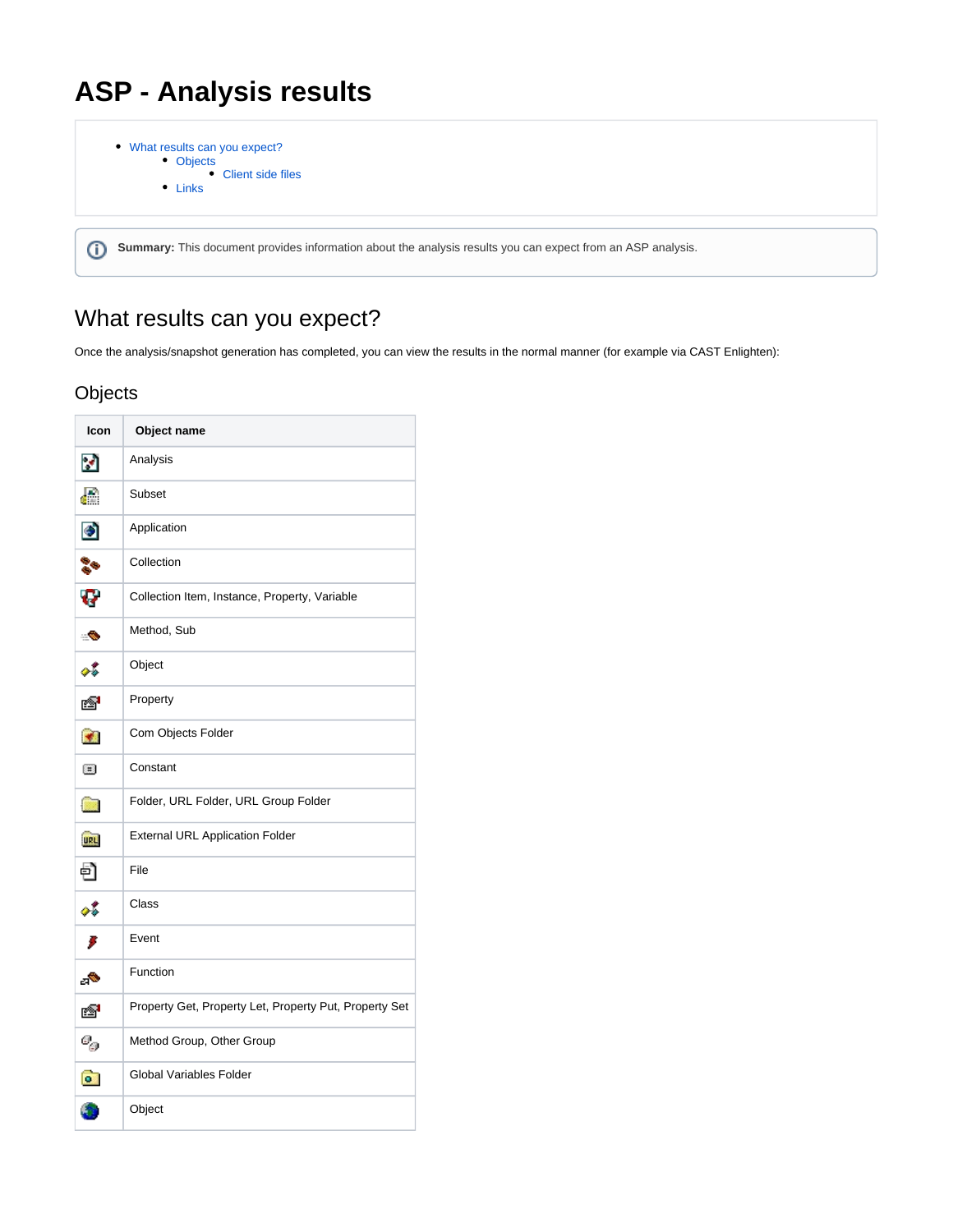# ASP - Analysis results

- What results can you expect?
  - Objects
    - Client side files
  - Links

**Summary:** This document provides information about the analysis results you can expect from an ASP analysis.

## What results can you expect?

Once the analysis/snapshot generation has completed, you can view the results in the normal manner (for example via CAST Enlighten):

### Objects

| Icon | Object name |
|---|---|
| | Analysis |
| | Subset |
| | Application |
| | Collection |
| | Collection Item, Instance, Property, Variable |
| | Method, Sub |
| | Object |
| | Property |
| | Com Objects Folder |
| | Constant |
| | Folder, URL Folder, URL Group Folder |
| | External URL Application Folder |
| | File |
| | Class |
| | Event |
| | Function |
| | Property Get, Property Let, Property Put, Property Set |
| | Method Group, Other Group |
| | Global Variables Folder |
| | Object |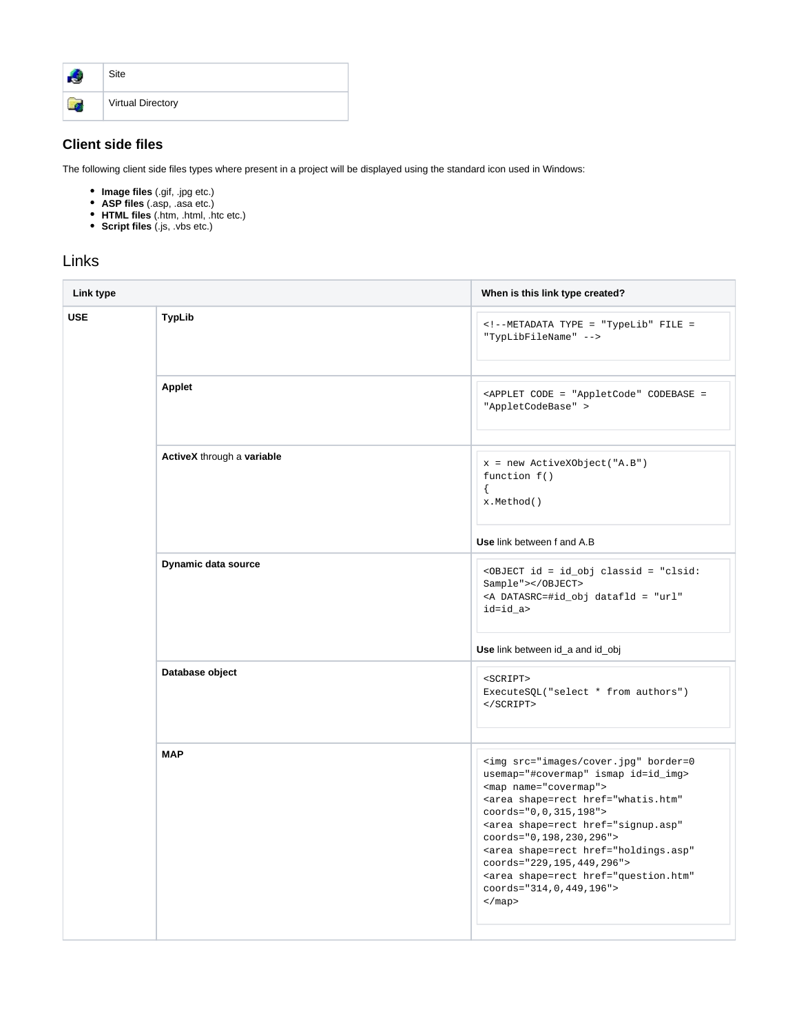| | |
|---|---|
| | Site |
| | Virtual Directory |

### Client side files

The following client side files types where present in a project will be displayed using the standard icon used in Windows:

- **Image files** (.gif, .jpg etc.)
- **ASP files** (.asp, .asa etc.)
- **HTML files** (.htm, .html, .htc etc.)
- **Script files** (.js, .vbs etc.)

## Links

| Link type | | When is this link type created? |
|---|---|---|
| **USE** | **TypLib** | `<!--METADATA TYPE = "TypeLib" FILE = "TypLibFileName" -->` |
| | **Applet** | `<APPLET CODE = "AppletCode" CODEBASE = "AppletCodeBase" >` |
| | **ActiveX** through a **variable** | `x = new ActiveXObject("A.B")`<br>`function f()`<br>`{`<br>`x.Method()`<br><br>**Use** link between f and A.B |
| | **Dynamic data source** | `<OBJECT id = id_obj classid = "clsid:Sample"></OBJECT>`<br>`<A DATASRC=#id_obj datafld = "url" id=id_a>`<br><br>**Use** link between id_a and id_obj |
| | **Database object** | `<SCRIPT>`<br>`ExecuteSQL("select * from authors")`<br>`</SCRIPT>` |
| | **MAP** | `<img src="images/cover.jpg" border=0 usemap="#covermap" ismap id=id_img>`<br>`<map name="covermap">`<br>`<area shape=rect href="whatis.htm" coords="0,0,315,198">`<br>`<area shape=rect href="signup.asp" coords="0,198,230,296">`<br>`<area shape=rect href="holdings.asp" coords="229,195,449,296">`<br>`<area shape=rect href="question.htm" coords="314,0,449,196">`<br>`</map>` |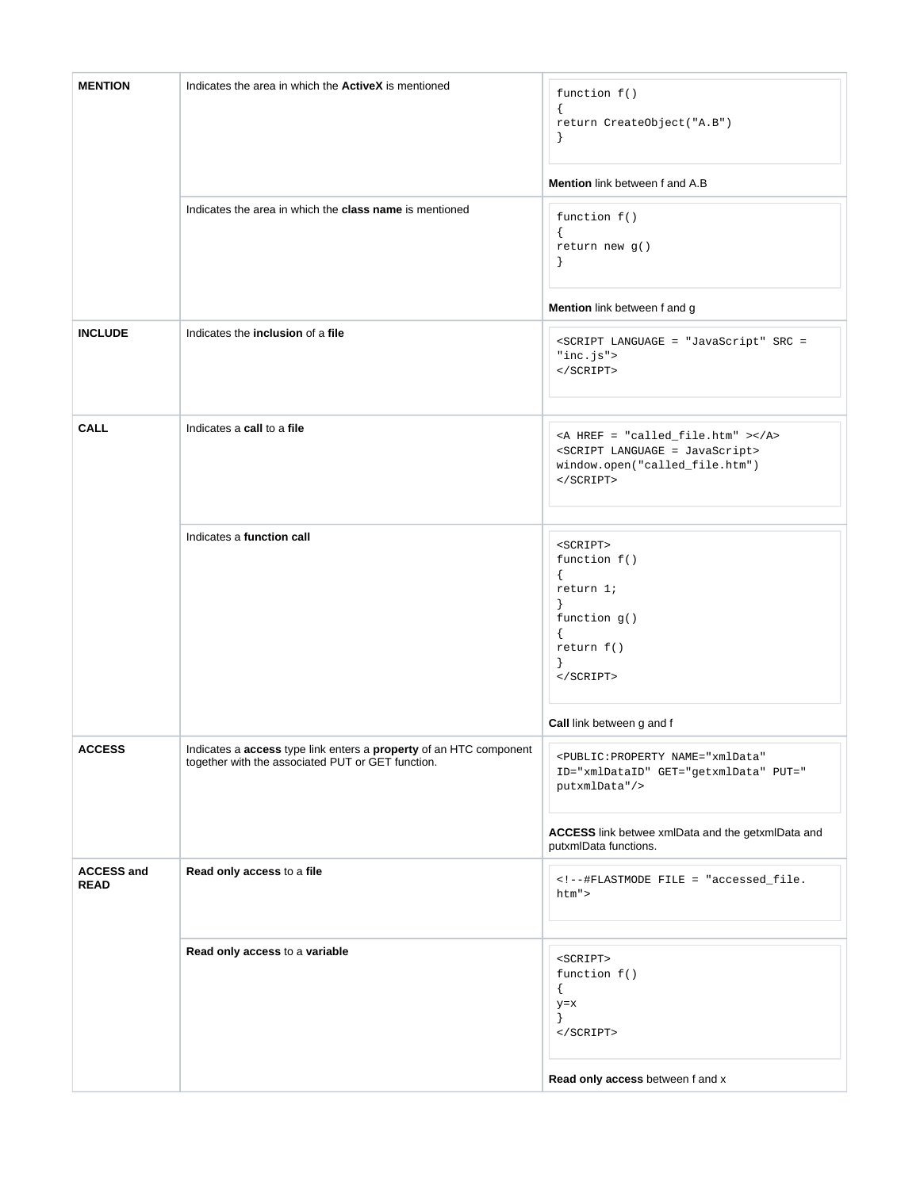| | | |
|---|---|---|
| **MENTION** | Indicates the area in which the **ActiveX** is mentioned | `function f()`<br>`{`<br>`return CreateObject("A.B")`<br>`}`<br><br>**Mention** link between f and A.B |
| | Indicates the area in which the **class name** is mentioned | `function f()`<br>`{`<br>`return new g()`<br>`}`<br><br>**Mention** link between f and g |
| **INCLUDE** | Indicates the **inclusion** of a **file** | `<SCRIPT LANGUAGE = "JavaScript" SRC = "inc.js">`<br>`</SCRIPT>` |
| **CALL** | Indicates a **call** to a **file** | `<A HREF = "called_file.htm" ></A>`<br>`<SCRIPT LANGUAGE = JavaScript>`<br>`window.open("called_file.htm")`<br>`</SCRIPT>` |
| | Indicates a **function call** | `<SCRIPT>`<br>`function f()`<br>`{`<br>`return 1;`<br>`}`<br>`function g()`<br>`{`<br>`return f()`<br>`}`<br>`</SCRIPT>`<br><br>**Call** link between g and f |
| **ACCESS** | Indicates a **access** type link enters a **property** of an HTC component together with the associated PUT or GET function. | `<PUBLIC:PROPERTY NAME="xmlData" ID="xmlDataID" GET="getxmlData" PUT=" putxmlData"/>`<br><br>**ACCESS** link betwee xmlData and the getxmlData and putxmlData functions. |
| **ACCESS and READ** | **Read only access** to a **file** | `<!--#FLASTMODE FILE = "accessed_file. htm">` |
| | **Read only access** to a **variable** | `<SCRIPT>`<br>`function f()`<br>`{`<br>`y=x`<br>`}`<br>`</SCRIPT>`<br><br>**Read only access** between f and x |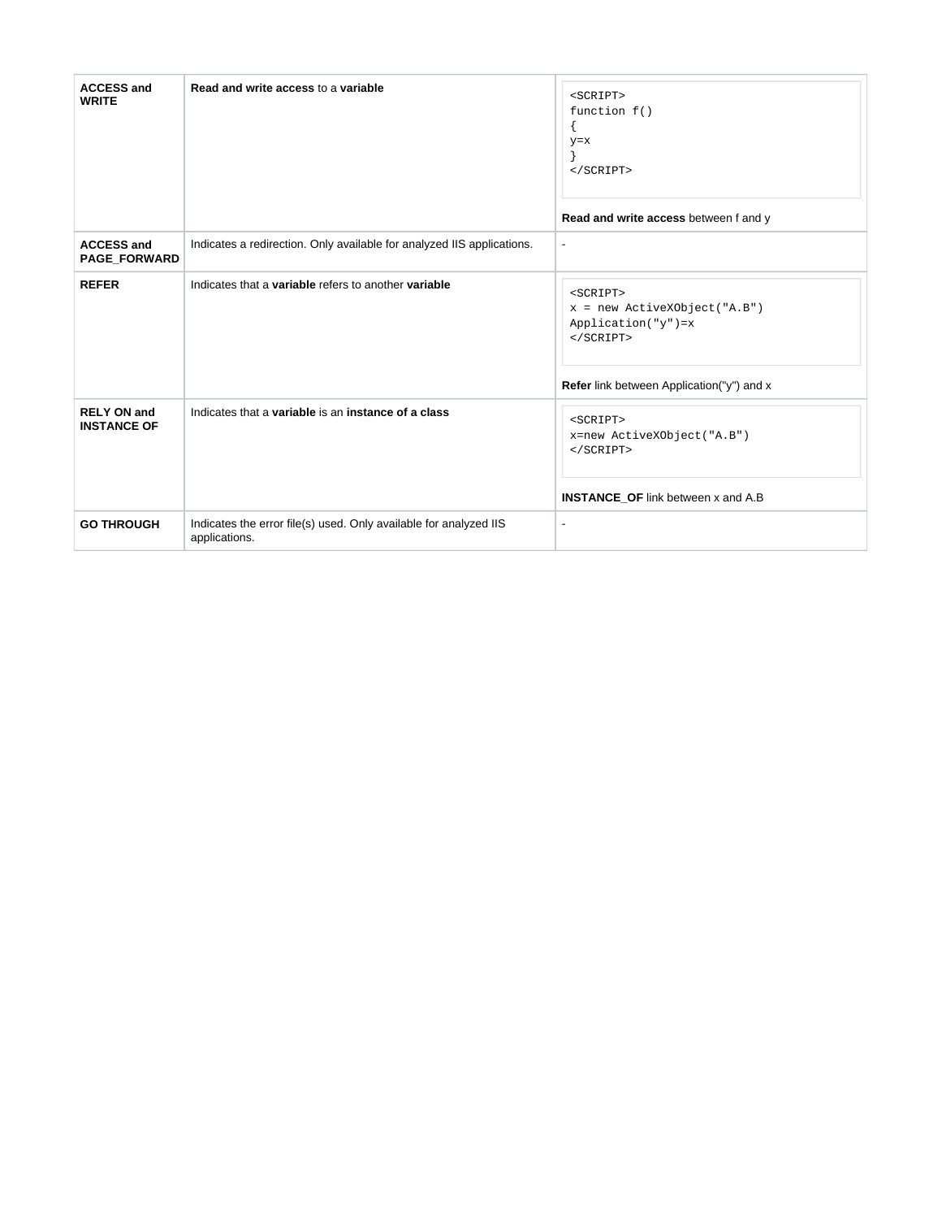| | | |
|---|---|---|
| **ACCESS and WRITE** | **Read and write access** to a **variable** | <pre>&lt;SCRIPT&gt;<br>function f()<br>{<br>y=x<br>}<br>&lt;/SCRIPT&gt;</pre> **Read and write access** between f and y |
| **ACCESS and PAGE_FORWARD** | Indicates a redirection. Only available for analyzed IIS applications. | - |
| **REFER** | Indicates that a **variable** refers to another **variable** | <pre>&lt;SCRIPT&gt;<br>x = new ActiveXObject("A.B")<br>Application("y")=x<br>&lt;/SCRIPT&gt;</pre> **Refer** link between Application("y") and x |
| **RELY ON and INSTANCE OF** | Indicates that a **variable** is an **instance of a class** | <pre>&lt;SCRIPT&gt;<br>x=new ActiveXObject("A.B")<br>&lt;/SCRIPT&gt;</pre> **INSTANCE_OF** link between x and A.B |
| **GO THROUGH** | Indicates the error file(s) used. Only available for analyzed IIS applications. | - |